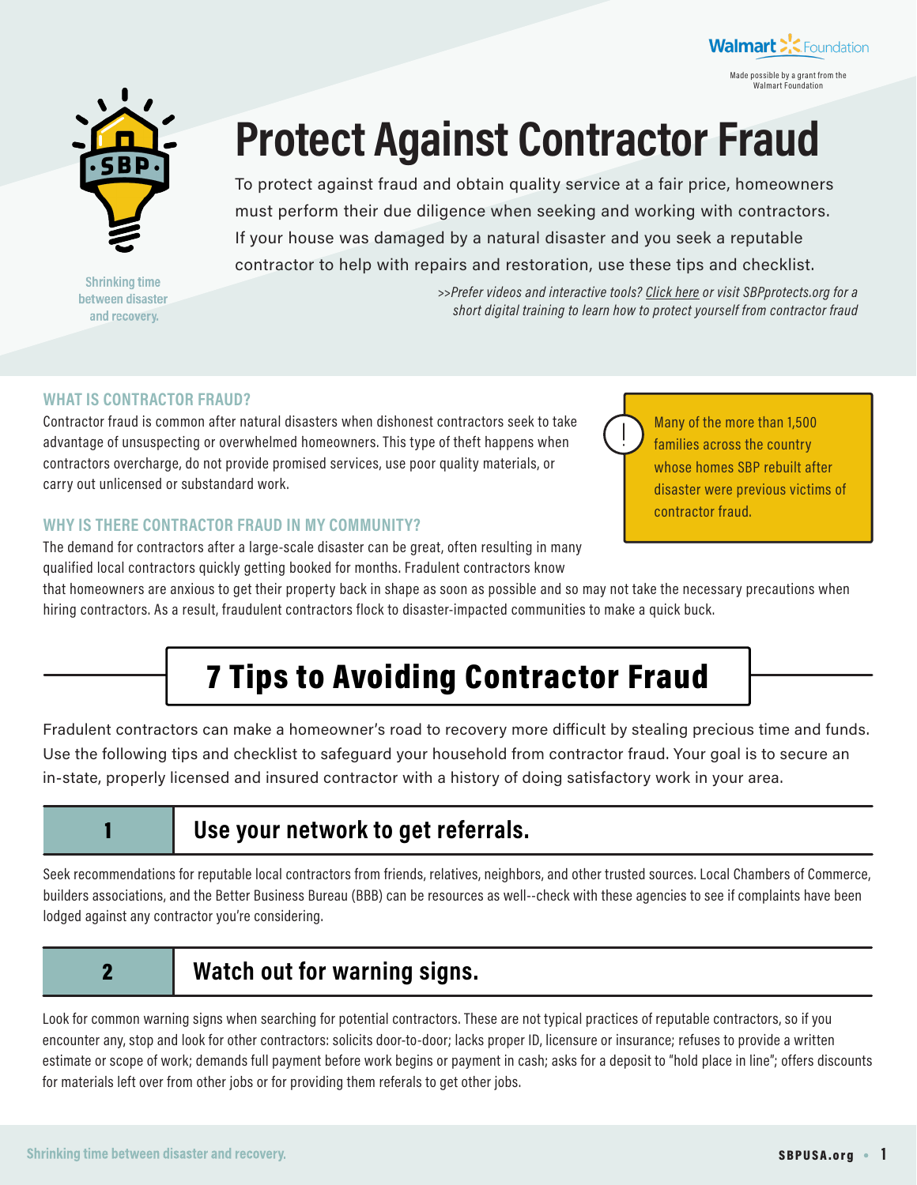Walmart Foundation

Made possible by a grant from the Walmart Foundation

SBP

Shrinking time between disaster and recovery.

# Protect Against Contractor Fraud

To protect against fraud and obtain quality service at a fair price, homeowners must perform their due diligence when seeking and working with contractors. If your house was damaged by a natural disaster and you seek a reputable contractor to help with repairs and restoration, use these tips and checklist.

*>>Prefer videos and interactive tools? Click here or visit SBPprotects.org for a short digital training to learn how to protect yourself from contractor fraud*

### WHAT IS CONTRACTOR FRAUD?

Contractor fraud is common after natural disasters when dishonest contractors seek to take advantage of unsuspecting or overwhelmed homeowners. This type of theft happens when contractors overcharge, do not provide promised services, use poor quality materials, or carry out unlicensed or substandard work.

> Many of the more than 1,500 families across the country whose homes SBP rebuilt after disaster were previous victims of contractor fraud.

### WHY IS THERE CONTRACTOR FRAUD IN MY COMMUNITY?

The demand for contractors after a large-scale disaster can be great, often resulting in many qualified local contractors quickly getting booked for months. Fradulent contractors know that homeowners are anxious to get their property back in shape as soon as possible and so may not take the necessary precautions when hiring contractors. As a result, fraudulent contractors flock to disaster-impacted communities to make a quick buck.

## 7 Tips to Avoiding Contractor Fraud

Fradulent contractors can make a homeowner's road to recovery more difficult by stealing precious time and funds. Use the following tips and checklist to safeguard your household from contractor fraud. Your goal is to secure an in-state, properly licensed and insured contractor with a history of doing satisfactory work in your area.

### 1 Use your network to get referrals.

Seek recommendations for reputable local contractors from friends, relatives, neighbors, and other trusted sources. Local Chambers of Commerce, builders associations, and the Better Business Bureau (BBB) can be resources as well--check with these agencies to see if complaints have been lodged against any contractor you're considering.

### 2 Watch out for warning signs.

Look for common warning signs when searching for potential contractors. These are not typical practices of reputable contractors, so if you encounter any, stop and look for other contractors: solicits door-to-door; lacks proper ID, licensure or insurance; refuses to provide a written estimate or scope of work; demands full payment before work begins or payment in cash; asks for a deposit to "hold place in line"; offers discounts for materials left over from other jobs or for providing them referals to get other jobs.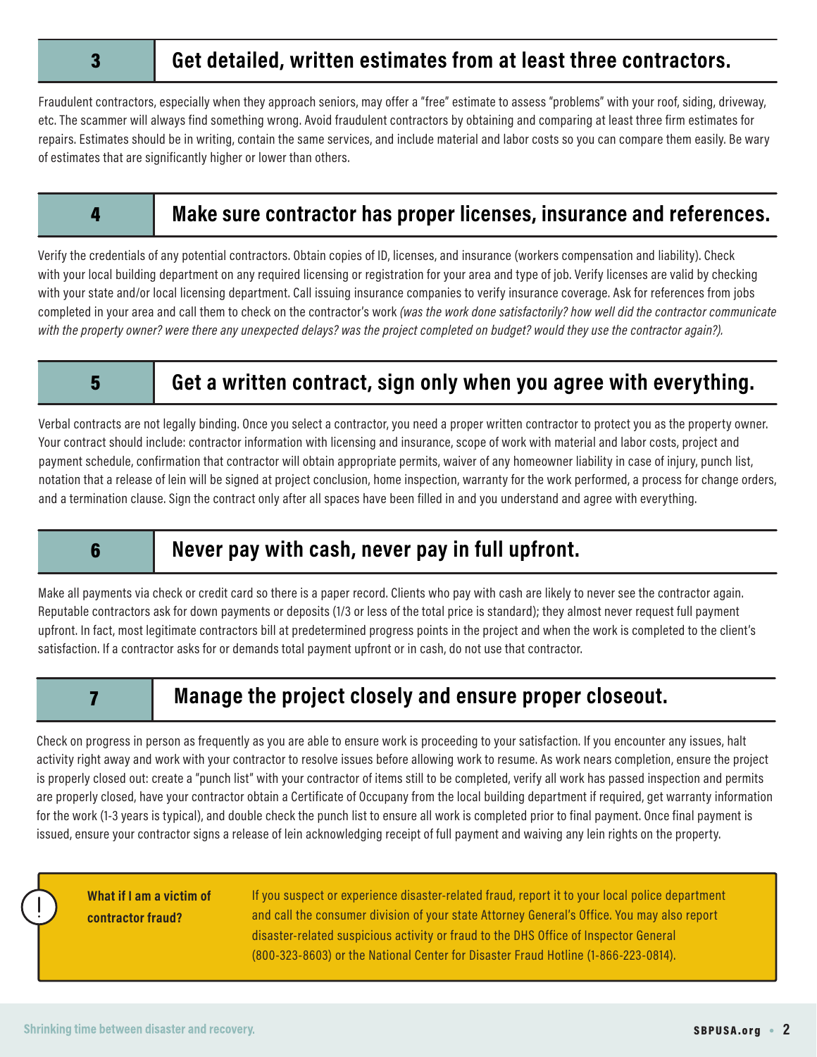## 3 Get detailed, written estimates from at least three contractors.

Fraudulent contractors, especially when they approach seniors, may offer a "free" estimate to assess "problems" with your roof, siding, driveway, etc. The scammer will always find something wrong. Avoid fraudulent contractors by obtaining and comparing at least three firm estimates for repairs. Estimates should be in writing, contain the same services, and include material and labor costs so you can compare them easily. Be wary of estimates that are significantly higher or lower than others.

## 4 Make sure contractor has proper licenses, insurance and references.

Verify the credentials of any potential contractors. Obtain copies of ID, licenses, and insurance (workers compensation and liability). Check with your local building department on any required licensing or registration for your area and type of job. Verify licenses are valid by checking with your state and/or local licensing department. Call issuing insurance companies to verify insurance coverage. Ask for references from jobs completed in your area and call them to check on the contractor's work *(was the work done satisfactorily? how well did the contractor communicate with the property owner? were there any unexpected delays? was the project completed on budget? would they use the contractor again?).*

## 5 Get a written contract, sign only when you agree with everything.

Verbal contracts are not legally binding. Once you select a contractor, you need a proper written contractor to protect you as the property owner. Your contract should include: contractor information with licensing and insurance, scope of work with material and labor costs, project and payment schedule, confirmation that contractor will obtain appropriate permits, waiver of any homeowner liability in case of injury, punch list, notation that a release of lein will be signed at project conclusion, home inspection, warranty for the work performed, a process for change orders, and a termination clause. Sign the contract only after all spaces have been filled in and you understand and agree with everything.

## 6 Never pay with cash, never pay in full upfront.

Make all payments via check or credit card so there is a paper record. Clients who pay with cash are likely to never see the contractor again. Reputable contractors ask for down payments or deposits (1/3 or less of the total price is standard); they almost never request full payment upfront. In fact, most legitimate contractors bill at predetermined progress points in the project and when the work is completed to the client's satisfaction. If a contractor asks for or demands total payment upfront or in cash, do not use that contractor.

## 7 Manage the project closely and ensure proper closeout.

Check on progress in person as frequently as you are able to ensure work is proceeding to your satisfaction. If you encounter any issues, halt activity right away and work with your contractor to resolve issues before allowing work to resume. As work nears completion, ensure the project is properly closed out: create a "punch list" with your contractor of items still to be completed, verify all work has passed inspection and permits are properly closed, have your contractor obtain a Certificate of Occupany from the local building department if required, get warranty information for the work (1-3 years is typical), and double check the punch list to ensure all work is completed prior to final payment. Once final payment is issued, ensure your contractor signs a release of lein acknowledging receipt of full payment and waiving any lein rights on the property.

**What if I am a victim of contractor fraud?**

If you suspect or experience disaster-related fraud, report it to your local police department and call the consumer division of your state Attorney General's Office. You may also report disaster-related suspicious activity or fraud to the DHS Office of Inspector General (800-323-8603) or the National Center for Disaster Fraud Hotline (1-866-223-0814).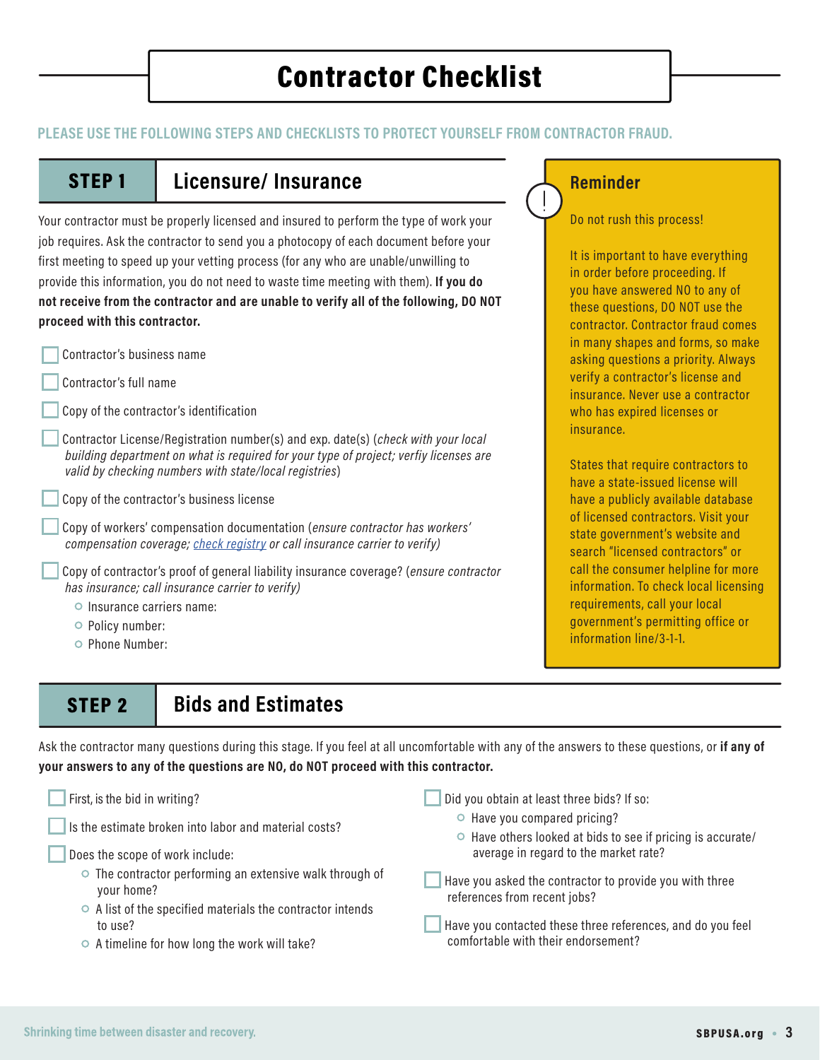# Contractor Checklist

**PLEASE USE THE FOLLOWING STEPS AND CHECKLISTS TO PROTECT YOURSELF FROM CONTRACTOR FRAUD.**

## STEP 1 Licensure/ Insurance

Your contractor must be properly licensed and insured to perform the type of work your job requires. Ask the contractor to send you a photocopy of each document before your first meeting to speed up your vetting process (for any who are unable/unwilling to provide this information, you do not need to waste time meeting with them). **If you do not receive from the contractor and are unable to verify all of the following, DO NOT proceed with this contractor.**

- [ ] Contractor's business name
- [ ] Contractor's full name
- [ ] Copy of the contractor's identification
- [ ] Contractor License/Registration number(s) and exp. date(s) (*check with your local building department on what is required for your type of project; verfiy licenses are valid by checking numbers with state/local registries*)
- [ ] Copy of the contractor's business license
- [ ] Copy of workers' compensation documentation (*ensure contractor has workers' compensation coverage; check registry or call insurance carrier to verify)*
- [ ] Copy of contractor's proof of general liability insurance coverage? (*ensure contractor has insurance; call insurance carrier to verify)*
  - Insurance carriers name:
  - Policy number:
  - Phone Number:

### Reminder

Do not rush this process!

It is important to have everything in order before proceeding. If you have answered NO to any of these questions, DO NOT use the contractor. Contractor fraud comes in many shapes and forms, so make asking questions a priority. Always verify a contractor's license and insurance. Never use a contractor who has expired licenses or insurance.

States that require contractors to have a state-issued license will have a publicly available database of licensed contractors. Visit your state government's website and search "licensed contractors" or call the consumer helpline for more information. To check local licensing requirements, call your local government's permitting office or information line/3-1-1.

## STEP 2 Bids and Estimates

Ask the contractor many questions during this stage. If you feel at all uncomfortable with any of the answers to these questions, or **if any of your answers to any of the questions are NO, do NOT proceed with this contractor.**

- [ ] First, is the bid in writing?
- [ ] Is the estimate broken into labor and material costs?
- [ ] Does the scope of work include:
  - The contractor performing an extensive walk through of your home?
  - A list of the specified materials the contractor intends to use?
  - A timeline for how long the work will take?
- [ ] Did you obtain at least three bids? If so:
  - Have you compared pricing?
  - Have others looked at bids to see if pricing is accurate/ average in regard to the market rate?
- [ ] Have you asked the contractor to provide you with three references from recent jobs?
- [ ] Have you contacted these three references, and do you feel comfortable with their endorsement?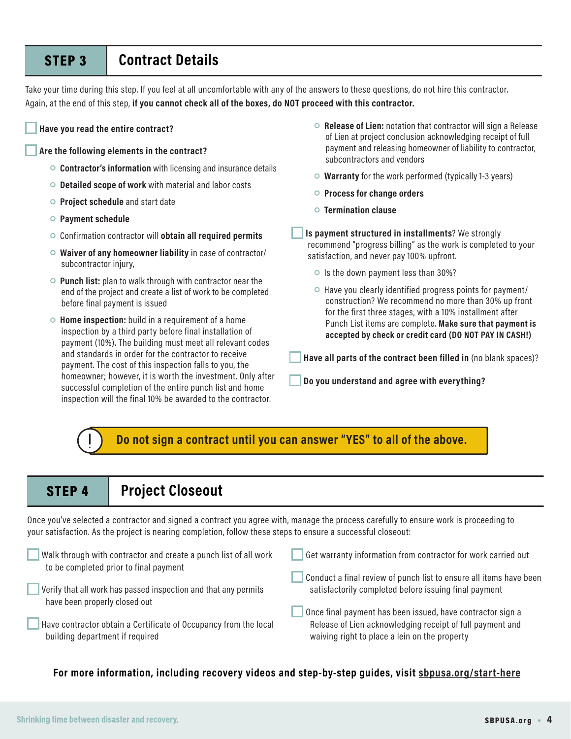## STEP 3 Contract Details

Take your time during this step. If you feel at all uncomfortable with any of the answers to these questions, do not hire this contractor. Again, at the end of this step, **if you cannot check all of the boxes, do NOT proceed with this contractor.**

- [ ] **Have you read the entire contract?**
- [ ] **Are the following elements in the contract?**
  - **Contractor's information** with licensing and insurance details
  - **Detailed scope of work** with material and labor costs
  - **Project schedule** and start date
  - **Payment schedule**
  - Confirmation contractor will **obtain all required permits**
  - **Waiver of any homeowner liability** in case of contractor/subcontractor injury,
  - **Punch list:** plan to walk through with contractor near the end of the project and create a list of work to be completed before final payment is issued
  - **Home inspection:** build in a requirement of a home inspection by a third party before final installation of payment (10%). The building must meet all relevant codes and standards in order for the contractor to receive payment. The cost of this inspection falls to you, the homeowner; however, it is worth the investment. Only after successful completion of the entire punch list and home inspection will the final 10% be awarded to the contractor.
  - **Release of Lien:** notation that contractor will sign a Release of Lien at project conclusion acknowledging receipt of full payment and releasing homeowner of liability to contractor, subcontractors and vendors
  - **Warranty** for the work performed (typically 1-3 years)
  - **Process for change orders**
  - **Termination clause**
- [ ] **Is payment structured in installments**? We strongly recommend "progress billing" as the work is completed to your satisfaction, and never pay 100% upfront.
  - Is the down payment less than 30%?
  - Have you clearly identified progress points for payment/construction? We recommend no more than 30% up front for the first three stages, with a 10% installment after Punch List items are complete. **Make sure that payment is accepted by check or credit card (DO NOT PAY IN CASH!)**
- [ ] **Have all parts of the contract been filled in** (no blank spaces)?
- [ ] **Do you understand and agree with everything?**

**Do not sign a contract until you can answer "YES" to all of the above.**

## STEP 4 Project Closeout

Once you've selected a contractor and signed a contract you agree with, manage the process carefully to ensure work is proceeding to your satisfaction. As the project is nearing completion, follow these steps to ensure a successful closeout:

- [ ] Walk through with contractor and create a punch list of all work to be completed prior to final payment
- [ ] Verify that all work has passed inspection and that any permits have been properly closed out
- [ ] Have contractor obtain a Certificate of Occupancy from the local building department if required
- [ ] Get warranty information from contractor for work carried out
- [ ] Conduct a final review of punch list to ensure all items have been satisfactorily completed before issuing final payment
- [ ] Once final payment has been issued, have contractor sign a Release of Lien acknowledging receipt of full payment and waiving right to place a lein on the property

**For more information, including recovery videos and step-by-step guides, visit sbpusa.org/start-here**

Shrinking time between disaster and recovery.